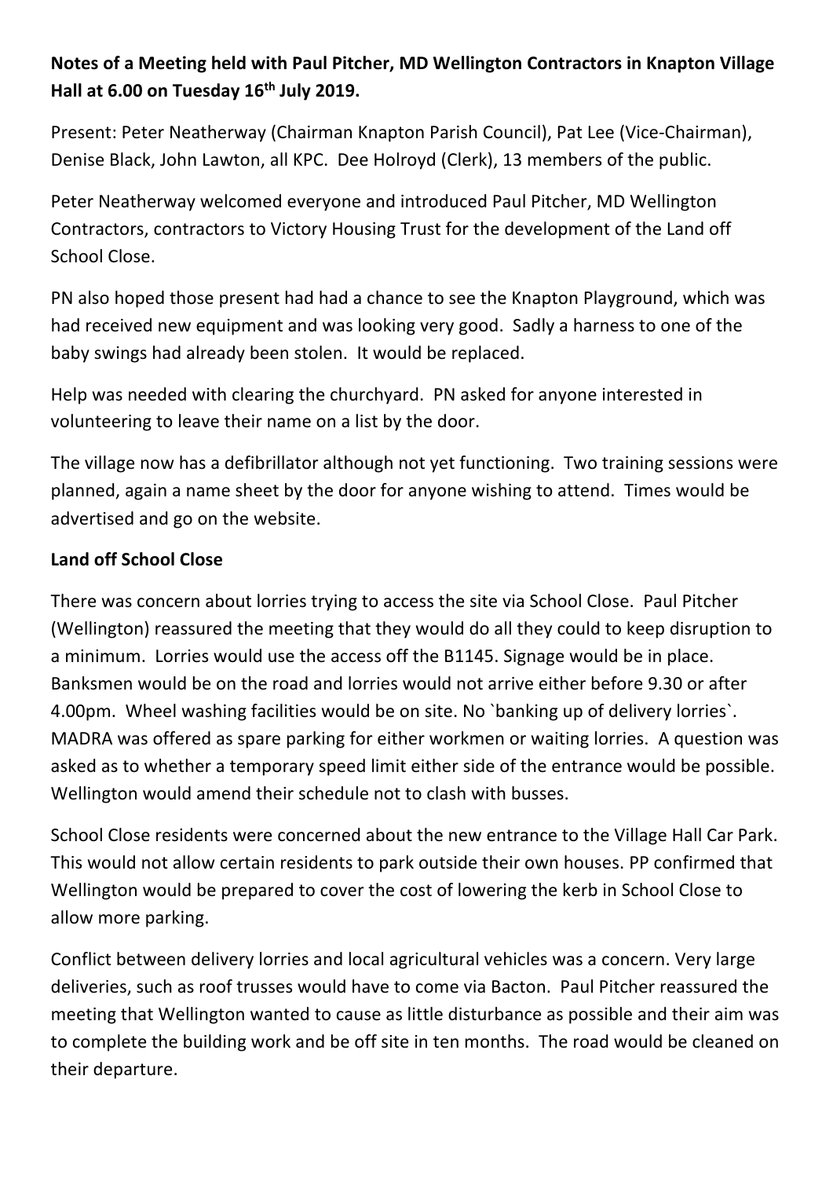**Notes of a Meeting held with Paul Pitcher, MD Wellington Contractors in Knapton Village Hall at 6.00 on Tuesday 16th July 2019.**

Present: Peter Neatherway (Chairman Knapton Parish Council), Pat Lee (Vice-Chairman), Denise Black, John Lawton, all KPC. Dee Holroyd (Clerk), 13 members of the public.

Peter Neatherway welcomed everyone and introduced Paul Pitcher, MD Wellington Contractors, contractors to Victory Housing Trust for the development of the Land off School Close.

PN also hoped those present had had a chance to see the Knapton Playground, which was had received new equipment and was looking very good. Sadly a harness to one of the baby swings had already been stolen. It would be replaced.

Help was needed with clearing the churchyard. PN asked for anyone interested in volunteering to leave their name on a list by the door.

The village now has a defibrillator although not yet functioning. Two training sessions were planned, again a name sheet by the door for anyone wishing to attend. Times would be advertised and go on the website.

**Land off School Close**

There was concern about lorries trying to access the site via School Close. Paul Pitcher (Wellington) reassured the meeting that they would do all they could to keep disruption to a minimum. Lorries would use the access off the B1145. Signage would be in place. Banksmen would be on the road and lorries would not arrive either before 9.30 or after 4.00pm. Wheel washing facilities would be on site. No `banking up of delivery lorries`. MADRA was offered as spare parking for either workmen or waiting lorries. A question was asked as to whether a temporary speed limit either side of the entrance would be possible. Wellington would amend their schedule not to clash with busses.

School Close residents were concerned about the new entrance to the Village Hall Car Park. This would not allow certain residents to park outside their own houses. PP confirmed that Wellington would be prepared to cover the cost of lowering the kerb in School Close to allow more parking.

Conflict between delivery lorries and local agricultural vehicles was a concern. Very large deliveries, such as roof trusses would have to come via Bacton. Paul Pitcher reassured the meeting that Wellington wanted to cause as little disturbance as possible and their aim was to complete the building work and be off site in ten months. The road would be cleaned on their departure.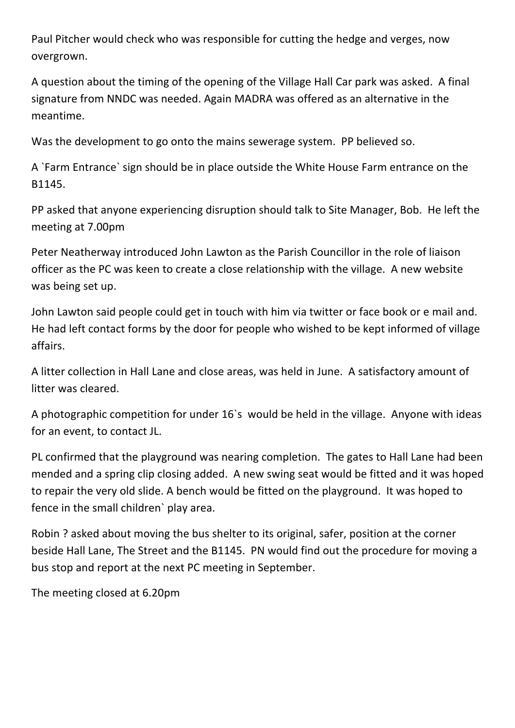Paul Pitcher would check who was responsible for cutting the hedge and verges, now overgrown.

A question about the timing of the opening of the Village Hall Car park was asked. A final signature from NNDC was needed. Again MADRA was offered as an alternative in the meantime.

Was the development to go onto the mains sewerage system. PP believed so.

A `Farm Entrance` sign should be in place outside the White House Farm entrance on the B1145.

PP asked that anyone experiencing disruption should talk to Site Manager, Bob. He left the meeting at 7.00pm

Peter Neatherway introduced John Lawton as the Parish Councillor in the role of liaison officer as the PC was keen to create a close relationship with the village. A new website was being set up.

John Lawton said people could get in touch with him via twitter or face book or e mail and. He had left contact forms by the door for people who wished to be kept informed of village affairs.

A litter collection in Hall Lane and close areas, was held in June. A satisfactory amount of litter was cleared.

A photographic competition for under 16`s would be held in the village. Anyone with ideas for an event, to contact JL.

PL confirmed that the playground was nearing completion. The gates to Hall Lane had been mended and a spring clip closing added. A new swing seat would be fitted and it was hoped to repair the very old slide. A bench would be fitted on the playground. It was hoped to fence in the small children` play area.

Robin ? asked about moving the bus shelter to its original, safer, position at the corner beside Hall Lane, The Street and the B1145. PN would find out the procedure for moving a bus stop and report at the next PC meeting in September.

The meeting closed at 6.20pm